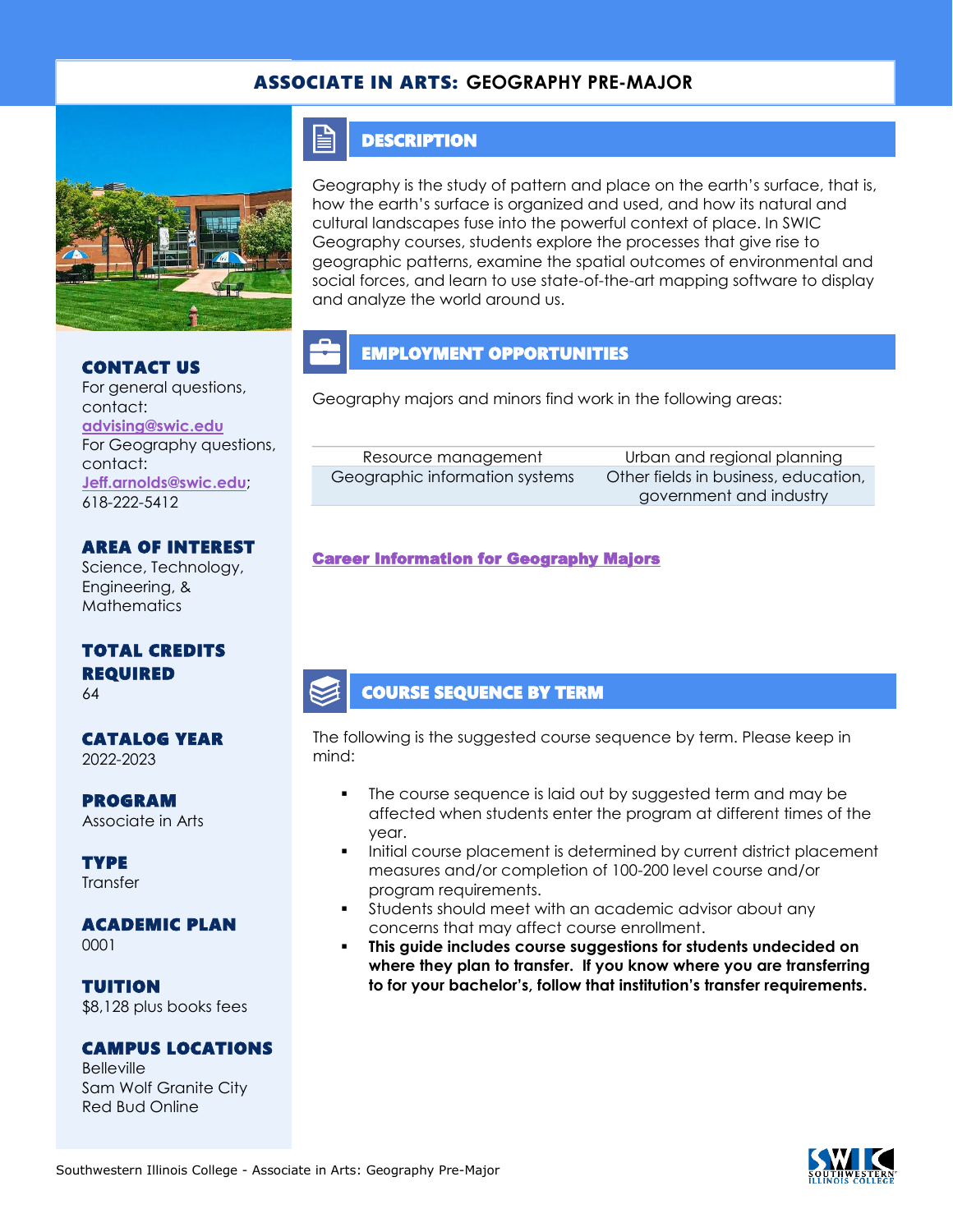# ASSOCIATE IN ARTS: GEOGRAPHY PRE-MAJOR

## CONTACT US

For general questions, contact: advising@swic.edu
For Geography questions, contact: Jeff.arnolds@swic.edu; 618-222-5412

## AREA OF INTEREST

Science, Technology, Engineering, & Mathematics

## TOTAL CREDITS REQUIRED

64

## CATALOG YEAR

2022-2023

## PROGRAM

Associate in Arts

## TYPE

Transfer

## ACADEMIC PLAN

0001

## TUITION

$8,128 plus books fees

## CAMPUS LOCATIONS

Belleville
Sam Wolf Granite City
Red Bud Online

## DESCRIPTION

Geography is the study of pattern and place on the earth's surface, that is, how the earth's surface is organized and used, and how its natural and cultural landscapes fuse into the powerful context of place. In SWIC Geography courses, students explore the processes that give rise to geographic patterns, examine the spatial outcomes of environmental and social forces, and learn to use state-of-the-art mapping software to display and analyze the world around us.

## EMPLOYMENT OPPORTUNITIES

Geography majors and minors find work in the following areas:

| | |
|---|---|
| Resource management | Urban and regional planning |
| Geographic information systems | Other fields in business, education, government and industry |

**Career Information for Geography Majors**

## COURSE SEQUENCE BY TERM

The following is the suggested course sequence by term. Please keep in mind:

- The course sequence is laid out by suggested term and may be affected when students enter the program at different times of the year.
- Initial course placement is determined by current district placement measures and/or completion of 100-200 level course and/or program requirements.
- Students should meet with an academic advisor about any concerns that may affect course enrollment.
- **This guide includes course suggestions for students undecided on where they plan to transfer. If you know where you are transferring to for your bachelor's, follow that institution's transfer requirements.**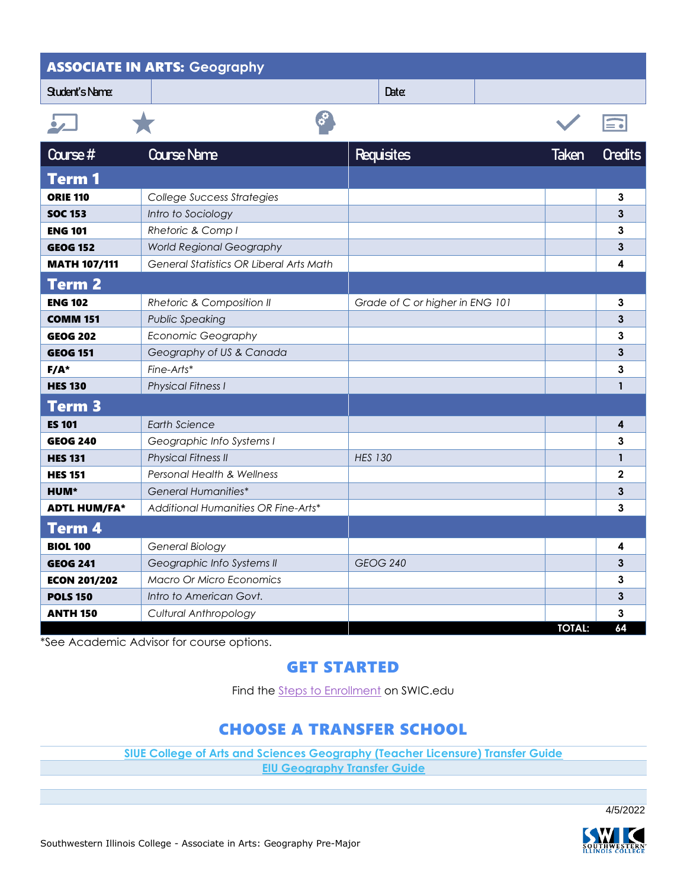# ASSOCIATE IN ARTS: Geography

| Student's Name: | | Date: | |
|---|---|---|---|

| Course # | Course Name | Requisites | Taken | Credits |
|---|---|---|---|---|
| **Term 1** | | | | |
| **ORIE 110** | *College Success Strategies* | | | 3 |
| **SOC 153** | *Intro to Sociology* | | | 3 |
| **ENG 101** | *Rhetoric & Comp I* | | | 3 |
| **GEOG 152** | *World Regional Geography* | | | 3 |
| **MATH 107/111** | *General Statistics OR Liberal Arts Math* | | | 4 |
| **Term 2** | | | | |
| **ENG 102** | *Rhetoric & Composition II* | *Grade of C or higher in ENG 101* | | 3 |
| **COMM 151** | *Public Speaking* | | | 3 |
| **GEOG 202** | *Economic Geography* | | | 3 |
| **GEOG 151** | *Geography of US & Canada* | | | 3 |
| **F/A*** | *Fine-Arts** | | | 3 |
| **HES 130** | *Physical Fitness I* | | | 1 |
| **Term 3** | | | | |
| **ES 101** | *Earth Science* | | | 4 |
| **GEOG 240** | *Geographic Info Systems I* | | | 3 |
| **HES 131** | *Physical Fitness II* | *HES 130* | | 1 |
| **HES 151** | *Personal Health & Wellness* | | | 2 |
| **HUM*** | *General Humanities** | | | 3 |
| **ADTL HUM/FA*** | *Additional Humanities OR Fine-Arts** | | | 3 |
| **Term 4** | | | | |
| **BIOL 100** | *General Biology* | | | 4 |
| **GEOG 241** | *Geographic Info Systems II* | *GEOG 240* | | 3 |
| **ECON 201/202** | *Macro Or Micro Economics* | | | 3 |
| **POLS 150** | *Intro to American Govt.* | | | 3 |
| **ANTH 150** | *Cultural Anthropology* | | | 3 |
| | | | **TOTAL:** | **64** |

*See Academic Advisor for course options.

## GET STARTED

Find the Steps to Enrollment on SWIC.edu

## CHOOSE A TRANSFER SCHOOL

SIUE College of Arts and Sciences Geography (Teacher Licensure) Transfer Guide

EIU Geography Transfer Guide

4/5/2022

Southwestern Illinois College - Associate in Arts: Geography Pre-Major